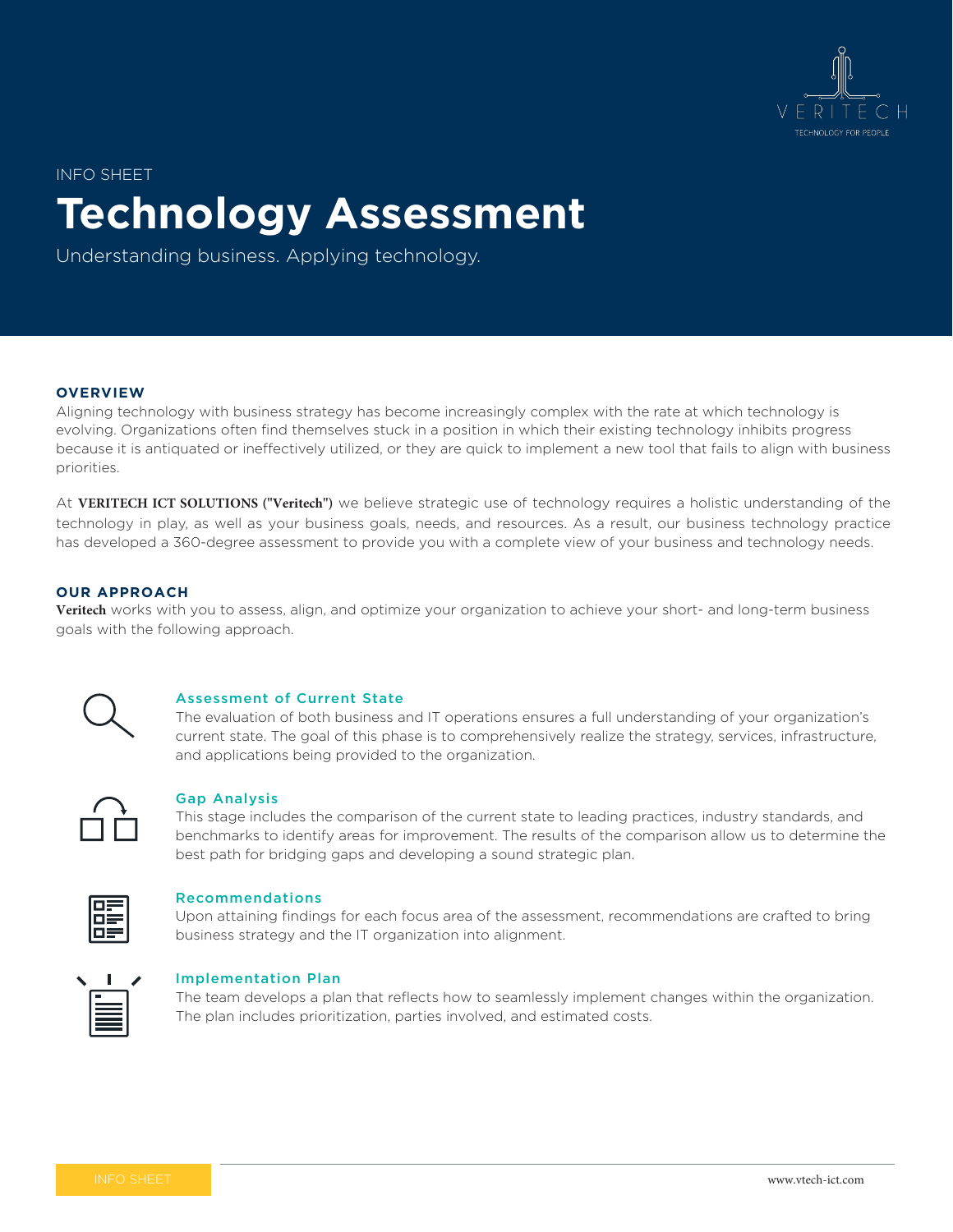INFO SHEET

# Technology Assessment

Understanding business. Applying technology.

## OVERVIEW

Aligning technology with business strategy has become increasingly complex with the rate at which technology is evolving. Organizations often find themselves stuck in a position in which their existing technology inhibits progress because it is antiquated or ineffectively utilized, or they are quick to implement a new tool that fails to align with business priorities.

At **VERITECH ICT SOLUTIONS ("Veritech")** we believe strategic use of technology requires a holistic understanding of the technology in play, as well as your business goals, needs, and resources. As a result, our business technology practice has developed a 360-degree assessment to provide you with a complete view of your business and technology needs.

## OUR APPROACH

**Veritech** works with you to assess, align, and optimize your organization to achieve your short- and long-term business goals with the following approach.

### Assessment of Current State

The evaluation of both business and IT operations ensures a full understanding of your organization's current state. The goal of this phase is to comprehensively realize the strategy, services, infrastructure, and applications being provided to the organization.

### Gap Analysis

This stage includes the comparison of the current state to leading practices, industry standards, and benchmarks to identify areas for improvement. The results of the comparison allow us to determine the best path for bridging gaps and developing a sound strategic plan.

### Recommendations

Upon attaining findings for each focus area of the assessment, recommendations are crafted to bring business strategy and the IT organization into alignment.

### Implementation Plan

The team develops a plan that reflects how to seamlessly implement changes within the organization. The plan includes prioritization, parties involved, and estimated costs.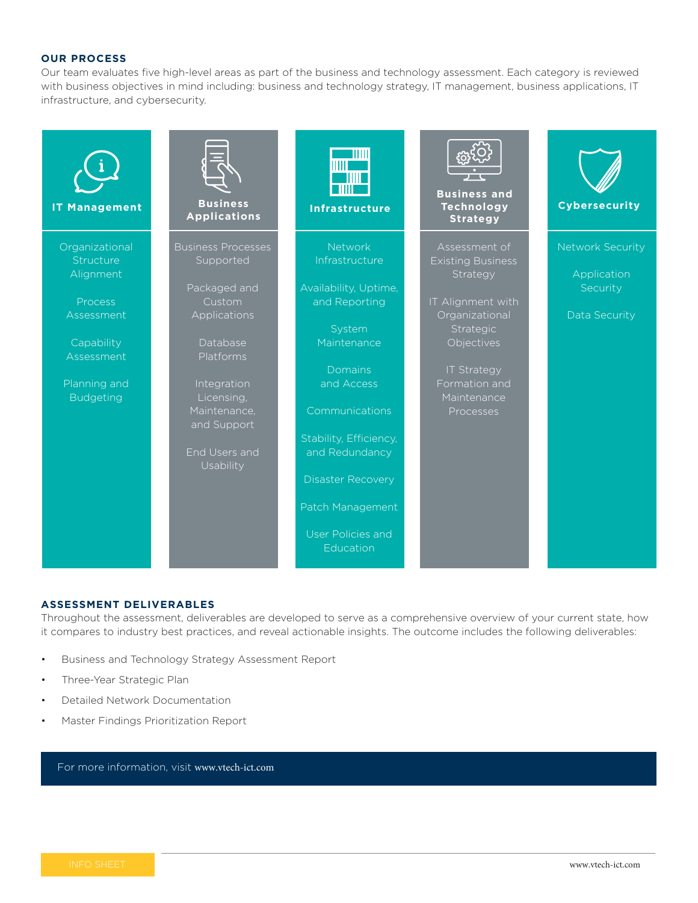## OUR PROCESS

Our team evaluates five high-level areas as part of the business and technology assessment. Each category is reviewed with business objectives in mind including: business and technology strategy, IT management, business applications, IT infrastructure, and cybersecurity.

### IT Management

- Organizational Structure Alignment
- Process Assessment
- Capability Assessment
- Planning and Budgeting

### Business Applications

- Business Processes Supported
- Packaged and Custom Applications
- Database Platforms
- Integration Licensing, Maintenance, and Support
- End Users and Usability

### Infrastructure

- Network Infrastructure
- Availability, Uptime, and Reporting
- System Maintenance
- Domains and Access
- Communications
- Stability, Efficiency, and Redundancy
- Disaster Recovery
- Patch Management
- User Policies and Education

### Business and Technology Strategy

- Assessment of Existing Business Strategy
- IT Alignment with Organizational Strategic Objectives
- IT Strategy Formation and Maintenance Processes

### Cybersecurity

- Network Security
- Application Security
- Data Security

## ASSESSMENT DELIVERABLES

Throughout the assessment, deliverables are developed to serve as a comprehensive overview of your current state, how it compares to industry best practices, and reveal actionable insights. The outcome includes the following deliverables:

- Business and Technology Strategy Assessment Report
- Three-Year Strategic Plan
- Detailed Network Documentation
- Master Findings Prioritization Report

For more information, visit www.vtech-ict.com

INFO SHEET